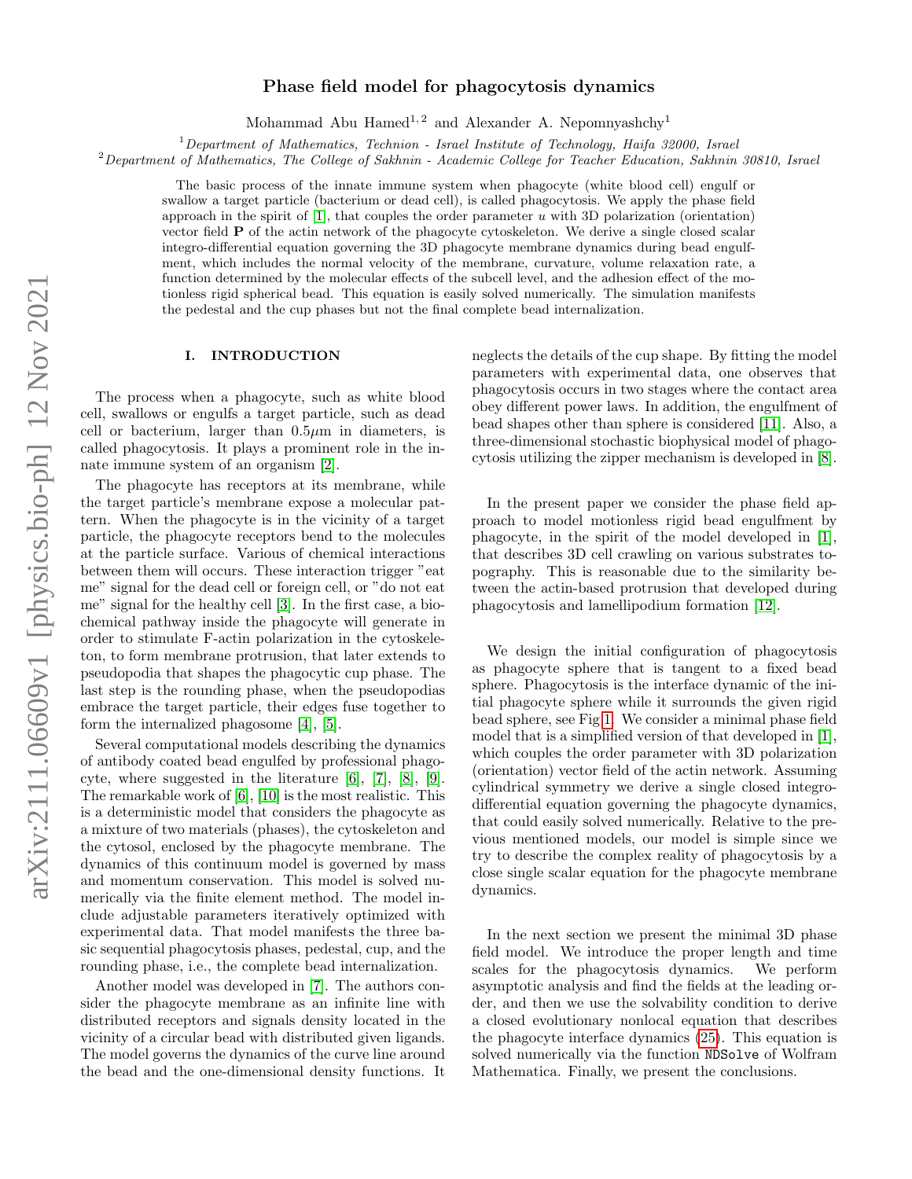# Phase field model for phagocytosis dynamics

Mohammad Abu Hamed[1, 2] and Alexander A. Nepomnyashchy[1]

[1] *Department of Mathematics, Technion - Israel Institute of Technology, Haifa 32000, Israel*
[2] *Department of Mathematics, The College of Sakhnin - Academic College for Teacher Education, Sakhnin 30810, Israel*

The basic process of the innate immune system when phagocyte (white blood cell) engulf or swallow a target particle (bacterium or dead cell), is called phagocytosis. We apply the phase field approach in the spirit of [1], that couples the order parameter $u$ with 3D polarization (orientation) vector field $\mathbf{P}$ of the actin network of the phagocyte cytoskeleton. We derive a single closed scalar integro-differential equation governing the 3D phagocyte membrane dynamics during bead engulfment, which includes the normal velocity of the membrane, curvature, volume relaxation rate, a function determined by the molecular effects of the subcell level, and the adhesion effect of the motionless rigid spherical bead. This equation is easily solved numerically. The simulation manifests the pedestal and the cup phases but not the final complete bead internalization.

## I. INTRODUCTION

The process when a phagocyte, such as white blood cell, swallows or engulfs a target particle, such as dead cell or bacterium, larger than $0.5\mu$m in diameters, is called phagocytosis. It plays a prominent role in the innate immune system of an organism [2].

The phagocyte has receptors at its membrane, while the target particle's membrane expose a molecular pattern. When the phagocyte is in the vicinity of a target particle, the phagocyte receptors bend to the molecules at the particle surface. Various of chemical interactions between them will occurs. These interaction trigger "eat me" signal for the dead cell or foreign cell, or "do not eat me" signal for the healthy cell [3]. In the first case, a biochemical pathway inside the phagocyte will generate in order to stimulate F-actin polarization in the cytoskeleton, to form membrane protrusion, that later extends to pseudopodia that shapes the phagocytic cup phase. The last step is the rounding phase, when the pseudopodias embrace the target particle, their edges fuse together to form the internalized phagosome [4], [5].

Several computational models describing the dynamics of antibody coated bead engulfed by professional phagocyte, where suggested in the literature [6], [7], [8], [9]. The remarkable work of [6], [10] is the most realistic. This is a deterministic model that considers the phagocyte as a mixture of two materials (phases), the cytoskeleton and the cytosol, enclosed by the phagocyte membrane. The dynamics of this continuum model is governed by mass and momentum conservation. This model is solved numerically via the finite element method. The model include adjustable parameters iteratively optimized with experimental data. That model manifests the three basic sequential phagocytosis phases, pedestal, cup, and the rounding phase, i.e., the complete bead internalization.

Another model was developed in [7]. The authors consider the phagocyte membrane as an infinite line with distributed receptors and signals density located in the vicinity of a circular bead with distributed given ligands. The model governs the dynamics of the curve line around the bead and the one-dimensional density functions. It neglects the details of the cup shape. By fitting the model parameters with experimental data, one observes that phagocytosis occurs in two stages where the contact area obey different power laws. In addition, the engulfment of bead shapes other than sphere is considered [11]. Also, a three-dimensional stochastic biophysical model of phagocytosis utilizing the zipper mechanism is developed in [8].

In the present paper we consider the phase field approach to model motionless rigid bead engulfment by phagocyte, in the spirit of the model developed in [1], that describes 3D cell crawling on various substrates topography. This is reasonable due to the similarity between the actin-based protrusion that developed during phagocytosis and lamellipodium formation [12].

We design the initial configuration of phagocytosis as phagocyte sphere that is tangent to a fixed bead sphere. Phagocytosis is the interface dynamic of the initial phagocyte sphere while it surrounds the given rigid bead sphere, see Fig 1. We consider a minimal phase field model that is a simplified version of that developed in [1], which couples the order parameter $u$ with 3D polarization (orientation) vector field of the actin network. Assuming cylindrical symmetry we derive a single closed integro-differential equation governing the phagocyte dynamics, that could easily solved numerically. Relative to the previous mentioned models, our model is simple since we try to describe the complex reality of phagocytosis by a close single scalar equation for the phagocyte membrane dynamics.

In the next section we present the minimal 3D phase field model. We introduce the proper length and time scales for the phagocytosis dynamics. We perform asymptotic analysis and find the fields at the leading order, and then we use the solvability condition to derive a closed evolutionary nonlocal equation that describes the phagocyte interface dynamics (25). This equation is solved numerically via the function `NDSolve` of Wolfram Mathematica. Finally, we present the conclusions.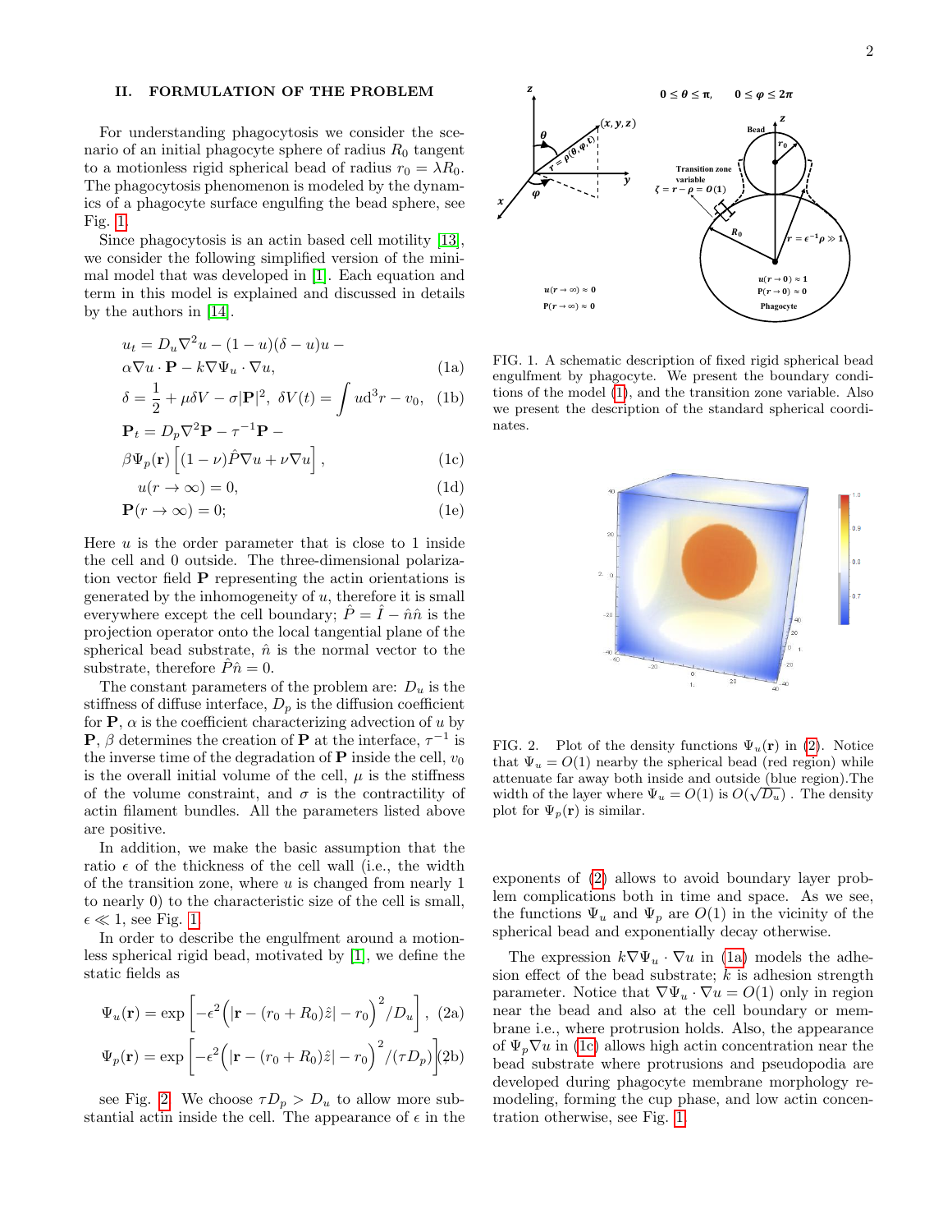## II. FORMULATION OF THE PROBLEM

For understanding phagocytosis we consider the scenario of an initial phagocyte sphere of radius $R_0$ tangent to a motionless rigid spherical bead of radius $r_0 = \lambda R_0$. The phagocytosis phenomenon is modeled by the dynamics of a phagocyte surface engulfing the bead sphere, see Fig. 1.

Since phagocytosis is an actin based cell motility [13], we consider the following simplified version of the minimal model that was developed in [1]. Each equation and term in this model is explained and discussed in details by the authors in [14].

$$
u_t = D_u \nabla^2 u - (1-u)(\delta - u)u - \alpha \nabla u \cdot \mathbf{P} - k \nabla \Psi_u \cdot \nabla u, \tag{1a}
$$

$$
\delta = \frac{1}{2} + \mu \delta V - \sigma |\mathbf{P}|^2, \; \delta V(t) = \int u d^3 r - v_0, \tag{1b}
$$

$$
\mathbf{P}_t = D_p \nabla^2 \mathbf{P} - \tau^{-1} \mathbf{P} - \beta \Psi_p(\mathbf{r}) \left[ (1-\nu) \hat{P} \nabla u + \nu \nabla u \right], \tag{1c}
$$

$$
u(r \to \infty) = 0, \tag{1d}
$$

$$
\mathbf{P}(r \to \infty) = 0; \tag{1e}
$$

Here $u$ is the order parameter that is close to 1 inside the cell and 0 outside. The three-dimensional polarization vector field $\mathbf{P}$ representing the actin orientations is generated by the inhomogeneity of $u$, therefore it is small everywhere except the cell boundary; $\hat{P} = \hat{I} - \hat{n}\hat{n}$ is the projection operator onto the local tangential plane of the spherical bead substrate, $\hat{n}$ is the normal vector to the substrate, therefore $\hat{P}\hat{n} = 0$.

The constant parameters of the problem are: $D_u$ is the stiffness of diffuse interface, $D_p$ is the diffusion coefficient for $\mathbf{P}$, $\alpha$ is the coefficient characterizing advection of $u$ by $\mathbf{P}$, $\beta$ determines the creation of $\mathbf{P}$ at the interface, $\tau^{-1}$ is the inverse time of the degradation of $\mathbf{P}$ inside the cell, $v_0$ is the overall initial volume of the cell, $\mu$ is the stiffness of the volume constraint, and $\sigma$ is the contractility of actin filament bundles. All the parameters listed above are positive.

In addition, we make the basic assumption that the ratio $\epsilon$ of the thickness of the cell wall (i.e., the width of the transition zone, where $u$ is changed from nearly 1 to nearly 0) to the characteristic size of the cell is small, $\epsilon \ll 1$, see Fig. 1.

In order to describe the engulfment around a motionless spherical rigid bead, motivated by [1], we define the static fields as

$$
\Psi_u(\mathbf{r}) = \exp\left[ -\epsilon^2 \Big( |\mathbf{r} - (r_0 + R_0)\hat{z}| - r_0 \Big)^2 / D_u \right], \tag{2a}
$$

$$
\Psi_p(\mathbf{r}) = \exp\left[ -\epsilon^2 \Big( |\mathbf{r} - (r_0 + R_0)\hat{z}| - r_0 \Big)^2 / (\tau D_p) \right] \tag{2b}
$$

see Fig. 2. We choose $\tau D_p > D_u$ to allow more substantial actin inside the cell. The appearance of $\epsilon$ in the exponents of (2) allows to avoid boundary layer problem complications both in time and space. As we see, the functions $\Psi_u$ and $\Psi_p$ are $O(1)$ in the vicinity of the spherical bead and exponentially decay otherwise.

The expression $k \nabla \Psi_u \cdot \nabla u$ in (1a) models the adhesion effect of the bead substrate; $k$ is adhesion strength parameter. Notice that $\nabla \Psi_u \cdot \nabla u = O(1)$ only in region near the bead and also at the cell boundary or membrane i.e., where protrusion holds. Also, the appearance of $\Psi_p \nabla u$ in (1c) allows high actin concentration near the bead substrate where protrusions and pseudopodia are developed during phagocyte membrane morphology remodeling, forming the cup phase, and low actin concentration otherwise, see Fig. 1.

FIG. 1. A schematic description of fixed rigid spherical bead engulfment by phagocyte. We present the boundary conditions of the model (1), and the transition zone variable. Also we present the description of the standard spherical coordinates.

FIG. 2. Plot of the density functions $\Psi_u(\mathbf{r})$ in (2). Notice that $\Psi_u = O(1)$ nearby the spherical bead (red region) while attenuate far away both inside and outside (blue region).The width of the layer where $\Psi_u = O(1)$ is $O(\sqrt{D_u})$ . The density plot for $\Psi_p(\mathbf{r})$ is similar.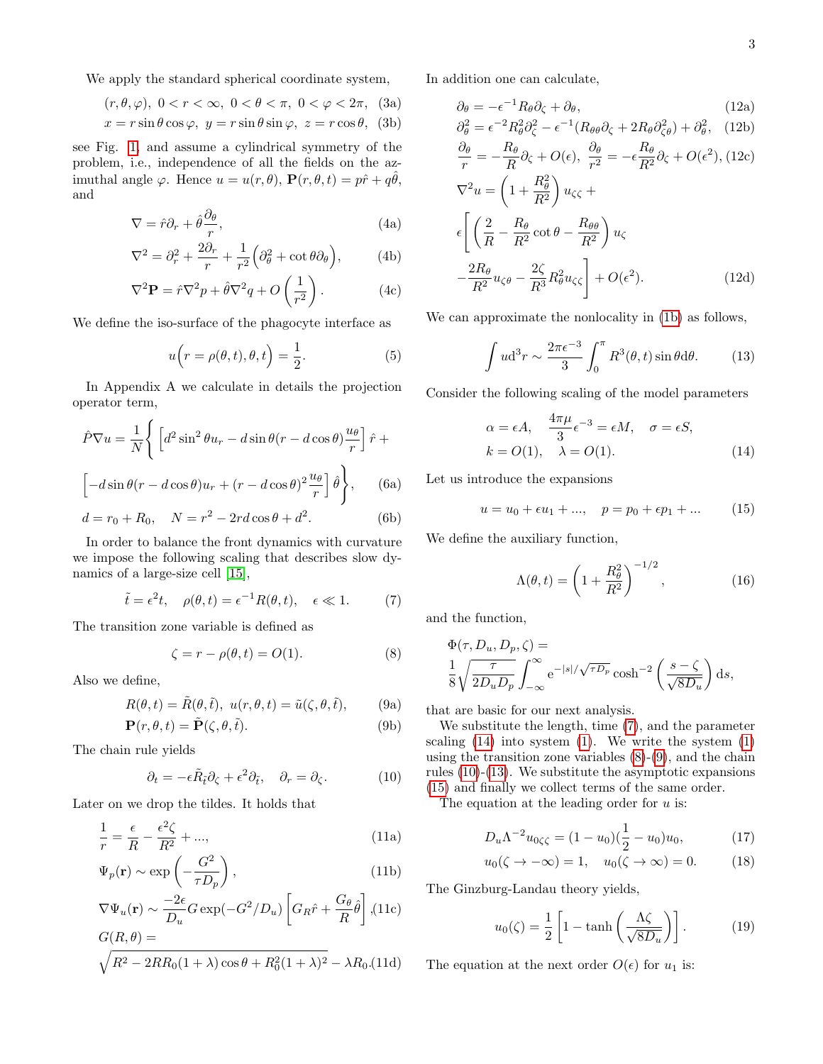We apply the standard spherical coordinate system,

$$(r,\theta,\varphi),\ 0<r<\infty,\ 0<\theta<\pi,\ 0<\varphi<2\pi, \tag{3a}$$
$$x=r\sin\theta\cos\varphi,\ y=r\sin\theta\sin\varphi,\ z=r\cos\theta, \tag{3b}$$

see Fig. 1, and assume a cylindrical symmetry of the problem, i.e., independence of all the fields on the azimuthal angle $\varphi$. Hence $u=u(r,\theta)$, $\mathbf{P}(r,\theta,t)=p\hat{r}+q\hat{\theta}$, and

$$\nabla=\hat{r}\partial_r+\hat{\theta}\frac{\partial_\theta}{r}, \tag{4a}$$
$$\nabla^2=\partial_r^2+\frac{2\partial_r}{r}+\frac{1}{r^2}\Big(\partial_\theta^2+\cot\theta\partial_\theta\Big), \tag{4b}$$
$$\nabla^2\mathbf{P}=\hat{r}\nabla^2p+\hat{\theta}\nabla^2q+O\left(\frac{1}{r^2}\right). \tag{4c}$$

We define the iso-surface of the phagocyte interface as

$$u\Big(r=\rho(\theta,t),\theta,t\Big)=\frac{1}{2}. \tag{5}$$

In Appendix A we calculate in details the projection operator term,

$$\hat{P}\nabla u=\frac{1}{N}\Bigg\{\left[d^2\sin^2\theta u_r-d\sin\theta(r-d\cos\theta)\frac{u_\theta}{r}\right]\hat{r}+$$
$$\left[-d\sin\theta(r-d\cos\theta)u_r+(r-d\cos\theta)^2\frac{u_\theta}{r}\right]\hat{\theta}\Bigg\}, \tag{6a}$$
$$d=r_0+R_0,\quad N=r^2-2rd\cos\theta+d^2. \tag{6b}$$

In order to balance the front dynamics with curvature we impose the following scaling that describes slow dynamics of a large-size cell [15],

$$\tilde{t}=\epsilon^2t,\quad \rho(\theta,t)=\epsilon^{-1}R(\theta,t),\quad \epsilon\ll1. \tag{7}$$

The transition zone variable is defined as

$$\zeta=r-\rho(\theta,t)=O(1). \tag{8}$$

Also we define,

$$R(\theta,t)=\tilde{R}(\theta,\tilde{t}),\ u(r,\theta,t)=\tilde{u}(\zeta,\theta,\tilde{t}), \tag{9a}$$
$$\mathbf{P}(r,\theta,t)=\tilde{\mathbf{P}}(\zeta,\theta,\tilde{t}). \tag{9b}$$

The chain rule yields

$$\partial_t=-\epsilon\tilde{R}_{\tilde{t}}\partial_\zeta+\epsilon^2\partial_{\tilde{t}},\quad \partial_r=\partial_\zeta. \tag{10}$$

Later on we drop the tildes. It holds that

$$\frac{1}{r}=\frac{\epsilon}{R}-\frac{\epsilon^2\zeta}{R^2}+..., \tag{11a}$$
$$\Psi_p(\mathbf{r})\sim\exp\left(-\frac{G^2}{\tau D_p}\right), \tag{11b}$$
$$\nabla\Psi_u(\mathbf{r})\sim\frac{-2\epsilon}{D_u}G\exp(-G^2/D_u)\left[G_R\hat{r}+\frac{G_\theta}{R}\hat{\theta}\right], \tag{11c}$$
$$G(R,\theta)=\sqrt{R^2-2RR_0(1+\lambda)\cos\theta+R_0^2(1+\lambda)^2}-\lambda R_0. \tag{11d}$$

In addition one can calculate,

$$\partial_\theta=-\epsilon^{-1}R_\theta\partial_\zeta+\partial_\theta, \tag{12a}$$
$$\partial_\theta^2=\epsilon^{-2}R_\theta^2\partial_\zeta^2-\epsilon^{-1}(R_{\theta\theta}\partial_\zeta+2R_\theta\partial_{\zeta\theta}^2)+\partial_\theta^2, \tag{12b}$$
$$\frac{\partial_\theta}{r}=-\frac{R_\theta}{R}\partial_\zeta+O(\epsilon),\ \frac{\partial_\theta}{r^2}=-\epsilon\frac{R_\theta}{R^2}\partial_\zeta+O(\epsilon^2), \tag{12c}$$
$$\nabla^2u=\left(1+\frac{R_\theta^2}{R^2}\right)u_{\zeta\zeta}+$$
$$\epsilon\Bigg[\left(\frac{2}{R}-\frac{R_\theta}{R^2}\cot\theta-\frac{R_{\theta\theta}}{R^2}\right)u_\zeta$$
$$-\frac{2R_\theta}{R^2}u_{\zeta\theta}-\frac{2\zeta}{R^3}R_\theta^2u_{\zeta\zeta}\Bigg]+O(\epsilon^2). \tag{12d}$$

We can approximate the nonlocality in (1b) as follows,

$$\int u\mathrm{d}^3r\sim\frac{2\pi\epsilon^{-3}}{3}\int_0^\pi R^3(\theta,t)\sin\theta\mathrm{d}\theta. \tag{13}$$

Consider the following scaling of the model parameters

$$\alpha=\epsilon A,\quad \frac{4\pi\mu}{3}\epsilon^{-3}=\epsilon M,\quad \sigma=\epsilon S,$$
$$k=O(1),\quad \lambda=O(1). \tag{14}$$

Let us introduce the expansions

$$u=u_0+\epsilon u_1+...,\quad p=p_0+\epsilon p_1+... \tag{15}$$

We define the auxiliary function,

$$\Lambda(\theta,t)=\left(1+\frac{R_\theta^2}{R^2}\right)^{-1/2}, \tag{16}$$

and the function,

$$\Phi(\tau,D_u,D_p,\zeta)=$$
$$\frac{1}{8}\sqrt{\frac{\tau}{2D_uD_p}}\int_{-\infty}^{\infty}\mathrm{e}^{-|s|/\sqrt{\tau D_p}}\cosh^{-2}\left(\frac{s-\zeta}{\sqrt{8D_u}}\right)\mathrm{d}s,$$

that are basic for our next analysis.

We substitute the length, time (7), and the parameter scaling (14) into system (1). We write the system (1) using the transition zone variables (8)-(9), and the chain rules (10)-(13). We substitute the asymptotic expansions (15) and finally we collect terms of the same order.

The equation at the leading order for $u$ is:

$$D_u\Lambda^{-2}u_{0\zeta\zeta}=(1-u_0)(\frac{1}{2}-u_0)u_0, \tag{17}$$
$$u_0(\zeta\to-\infty)=1,\quad u_0(\zeta\to\infty)=0. \tag{18}$$

The Ginzburg-Landau theory yields,

$$u_0(\zeta)=\frac{1}{2}\left[1-\tanh\left(\frac{\Lambda\zeta}{\sqrt{8D_u}}\right)\right]. \tag{19}$$

The equation at the next order $O(\epsilon)$ for $u_1$ is: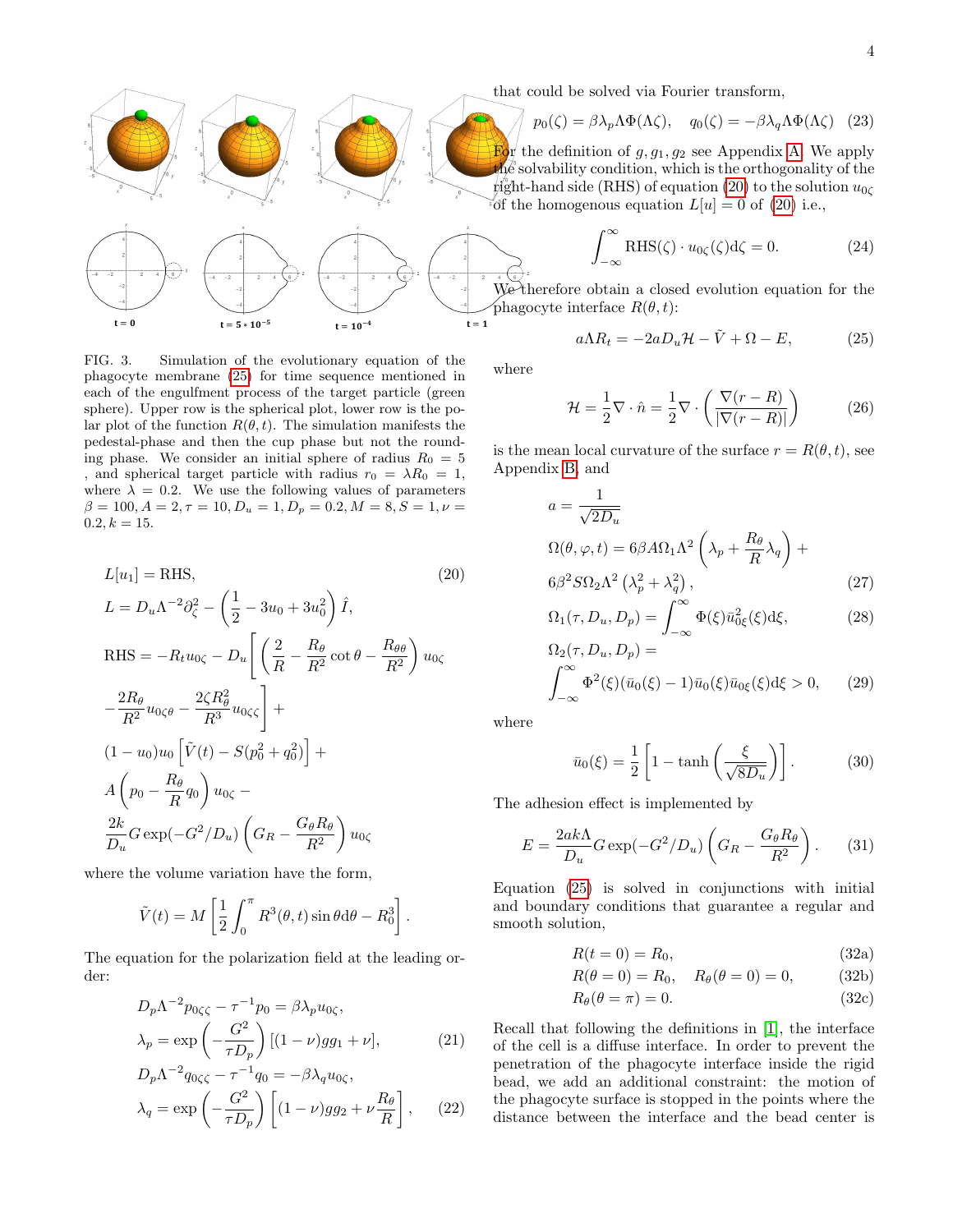FIG. 3. Simulation of the evolutionary equation of the phagocyte membrane (25) for time sequence mentioned in each of the engulfment process of the target particle (green sphere). Upper row is the spherical plot, lower row is the polar plot of the function $R(\theta, t)$. The simulation manifests the pedestal-phase and then the cup phase but not the rounding phase. We consider an initial sphere of radius $R_0 = 5$ , and spherical target particle with radius $r_0 = \lambda R_0 = 1$, where $\lambda = 0.2$. We use the following values of parameters $\beta = 100, A = 2, \tau = 10, D_u = 1, D_p = 0.2, M = 8, S = 1, \nu = 0.2, k = 15$.

$$
\begin{aligned}
& L[u_1] = \text{RHS}, \qquad\qquad (20)\\
& L = D_u \Lambda^{-2}\partial_\zeta^2 - \left(\frac{1}{2} - 3u_0 + 3u_0^2\right)\hat{I},\\
& \text{RHS} = -R_t u_{0\zeta} - D_u\left[\left(\frac{2}{R} - \frac{R_\theta}{R^2}\cot\theta - \frac{R_{\theta\theta}}{R^2}\right)u_{0\zeta}\right.\\
& \left. -\frac{2R_\theta}{R^2}u_{0\zeta\theta} - \frac{2\zeta R_\theta^2}{R^3}u_{0\zeta\zeta}\right] +\\
& (1-u_0)u_0\left[\tilde{V}(t) - S(p_0^2+q_0^2)\right] +\\
& A\left(p_0 - \frac{R_\theta}{R}q_0\right)u_{0\zeta} -\\
& \frac{2k}{D_u}G\exp(-G^2/D_u)\left(G_R - \frac{G_\theta R_\theta}{R^2}\right)u_{0\zeta}
\end{aligned}
$$

where the volume variation have the form,

$$
\tilde{V}(t) = M\left[\frac{1}{2}\int_0^\pi R^3(\theta,t)\sin\theta \mathrm{d}\theta - R_0^3\right].
$$

The equation for the polarization field at the leading order:

$$
\begin{aligned}
& D_p\Lambda^{-2}p_{0\zeta\zeta} - \tau^{-1}p_0 = \beta\lambda_p u_{0\zeta},\\
& \lambda_p = \exp\left(-\frac{G^2}{\tau D_p}\right)[(1-\nu)gg_1 + \nu], \qquad (21)\\
& D_p\Lambda^{-2}q_{0\zeta\zeta} - \tau^{-1}q_0 = -\beta\lambda_q u_{0\zeta},\\
& \lambda_q = \exp\left(-\frac{G^2}{\tau D_p}\right)\left[(1-\nu)gg_2 + \nu\frac{R_\theta}{R}\right], \qquad (22)
\end{aligned}
$$

that could be solved via Fourier transform,

$$
p_0(\zeta) = \beta\lambda_p\Lambda\Phi(\Lambda\zeta), \quad q_0(\zeta) = -\beta\lambda_q\Lambda\Phi(\Lambda\zeta) \qquad (23)
$$

For the definition of $g, g_1, g_2$ see Appendix A. We apply the solvability condition, which is the orthogonality of the right-hand side (RHS) of equation (20) to the solution $u_{0\zeta}$ of the homogenous equation $L[u] = 0$ of (20) i.e.,

$$
\int_{-\infty}^{\infty} \text{RHS}(\zeta)\cdot u_{0\zeta}(\zeta)\mathrm{d}\zeta = 0. \qquad (24)
$$

We therefore obtain a closed evolution equation for the phagocyte interface $R(\theta, t)$:

$$
a\Lambda R_t = -2aD_u\mathcal{H} - \tilde{V} + \Omega - E, \qquad (25)
$$

where

$$
\mathcal{H} = \frac{1}{2}\nabla\cdot\hat{n} = \frac{1}{2}\nabla\cdot\left(\frac{\nabla(r-R)}{|\nabla(r-R)|}\right) \qquad (26)
$$

is the mean local curvature of the surface $r = R(\theta, t)$, see Appendix B, and

$$
\begin{aligned}
& a = \frac{1}{\sqrt{2D_u}}\\
& \Omega(\theta,\varphi,t) = 6\beta A\Omega_1\Lambda^2\left(\lambda_p + \frac{R_\theta}{R}\lambda_q\right) +\\
& 6\beta^2 S\Omega_2\Lambda^2\left(\lambda_p^2 + \lambda_q^2\right), \qquad (27)\\
& \Omega_1(\tau, D_u, D_p) = \int_{-\infty}^{\infty}\Phi(\xi)\bar{u}_{0\xi}^2(\xi)\mathrm{d}\xi, \qquad (28)\\
& \Omega_2(\tau, D_u, D_p) =\\
& \int_{-\infty}^{\infty}\Phi^2(\xi)(\bar{u}_0(\xi)-1)\bar{u}_0(\xi)\bar{u}_{0\xi}(\xi)\mathrm{d}\xi > 0, \qquad (29)
\end{aligned}
$$

where

$$
\bar{u}_0(\xi) = \frac{1}{2}\left[1 - \tanh\left(\frac{\xi}{\sqrt{8D_u}}\right)\right]. \qquad (30)
$$

The adhesion effect is implemented by

$$
E = \frac{2ak\Lambda}{D_u}G\exp(-G^2/D_u)\left(G_R - \frac{G_\theta R_\theta}{R^2}\right). \qquad (31)
$$

Equation (25) is solved in conjunctions with initial and boundary conditions that guarantee a regular and smooth solution,

$$
\begin{aligned}
& R(t=0) = R_0, && (32a)\\
& R(\theta=0) = R_0, \quad R_\theta(\theta=0) = 0, && (32b)\\
& R_\theta(\theta=\pi) = 0. && (32c)
\end{aligned}
$$

Recall that following the definitions in [1], the interface of the cell is a diffuse interface. In order to prevent the penetration of the phagocyte interface inside the rigid bead, we add an additional constraint: the motion of the phagocyte surface is stopped in the points where the distance between the interface and the bead center is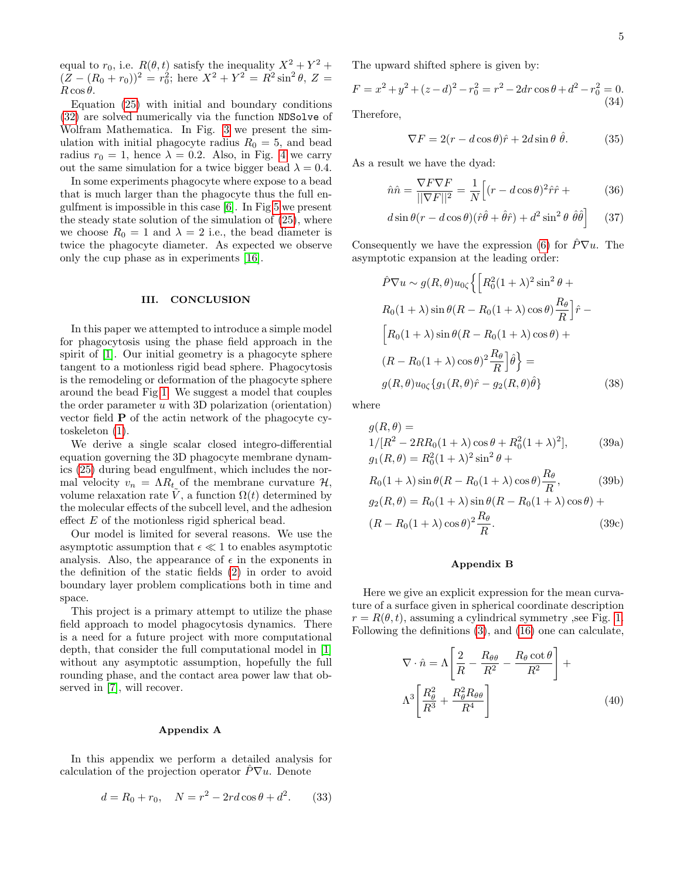equal to $r_0$, i.e. $R(\theta,t)$ satisfy the inequality $X^2+Y^2+(Z-(R_0+r_0))^2 = r_0^2$; here $X^2+Y^2 = R^2\sin^2\theta$, $Z = R\cos\theta$.

Equation (25) with initial and boundary conditions (32) are solved numerically via the function `NDSolve` of Wolfram Mathematica. In Fig. 3 we present the simulation with initial phagocyte radius $R_0 = 5$, and bead radius $r_0 = 1$, hence $\lambda = 0.2$. Also, in Fig. 4 we carry out the same simulation for a twice bigger bead $\lambda = 0.4$.

In some experiments phagocyte where expose to a bead that is much larger than the phagocyte thus the full engulfment is impossible in this case [6]. In Fig 5 we present the steady state solution of the simulation of (25), where we choose $R_0 = 1$ and $\lambda = 2$ i.e., the bead diameter is twice the phagocyte diameter. As expected we observe only the cup phase as in experiments [16].

## III. CONCLUSION

In this paper we attempted to introduce a simple model for phagocytosis using the phase field approach in the spirit of [1]. Our initial geometry is a phagocyte sphere tangent to a motionless rigid bead sphere. Phagocytosis is the remodeling or deformation of the phagocyte sphere around the bead Fig 1. We suggest a model that couples the order parameter $u$ with 3D polarization (orientation) vector field $\mathbf{P}$ of the actin network of the phagocyte cytoskeleton (1).

We derive a single scalar closed integro-differential equation governing the 3D phagocyte membrane dynamics (25) during bead engulfment, which includes the normal velocity $v_n = \Lambda R_t$ of the membrane curvature $\mathcal{H}$, volume relaxation rate $\tilde{V}$, a function $\Omega(t)$ determined by the molecular effects of the subcell level, and the adhesion effect $E$ of the motionless rigid spherical bead.

Our model is limited for several reasons. We use the asymptotic assumption that $\epsilon \ll 1$ to enables asymptotic analysis. Also, the appearance of $\epsilon$ in the exponents in the definition of the static fields (2) in order to avoid boundary layer problem complications both in time and space.

This project is a primary attempt to utilize the phase field approach to model phagocytosis dynamics. There is a need for a future project with more computational depth, that consider the full computational model in [1] without any asymptotic assumption, hopefully the full rounding phase, and the contact area power law that observed in [7], will recover.

### Appendix A

In this appendix we perform a detailed analysis for calculation of the projection operator $\hat{P}\nabla u$. Denote

$$d = R_0 + r_0, \quad N = r^2 - 2rd\cos\theta + d^2. \tag{33}$$

The upward shifted sphere is given by:

$$F = x^2+y^2+(z-d)^2 - r_0^2 = r^2 - 2dr\cos\theta + d^2 - r_0^2 = 0. \tag{34}$$

Therefore,

$$\nabla F = 2(r - d\cos\theta)\hat{r} + 2d\sin\theta\,\hat{\theta}. \tag{35}$$

As a result we have the dyad:

$$\hat{n}\hat{n} = \frac{\nabla F \nabla F}{||\nabla F||^2} = \frac{1}{N}\Big[(r-d\cos\theta)^2\hat{r}\hat{r} + \tag{36}$$

$$d\sin\theta(r-d\cos\theta)(\hat{r}\hat{\theta}+\hat{\theta}\hat{r}) + d^2\sin^2\theta\,\hat{\theta}\hat{\theta}\Big] \tag{37}$$

Consequently we have the expression (6) for $\hat{P}\nabla u$. The asymptotic expansion at the leading order:

$$\begin{aligned}
&\hat{P}\nabla u \sim g(R,\theta)u_{0\zeta}\Big\{\Big[R_0^2(1+\lambda)^2\sin^2\theta + \\
&R_0(1+\lambda)\sin\theta(R - R_0(1+\lambda)\cos\theta)\frac{R_\theta}{R}\Big]\hat{r} - \\
&\Big[R_0(1+\lambda)\sin\theta(R-R_0(1+\lambda)\cos\theta) + \\
&(R-R_0(1+\lambda)\cos\theta)^2\frac{R_\theta}{R}\Big]\hat{\theta}\Big\} = \\
&g(R,\theta)u_{0\zeta}\{g_1(R,\theta)\hat{r} - g_2(R,\theta)\hat{\theta}\}
\end{aligned} \tag{38}$$

where

$$g(R,\theta) = 1/[R^2 - 2RR_0(1+\lambda)\cos\theta + R_0^2(1+\lambda)^2], \tag{39a}$$

$$g_1(R,\theta) = R_0^2(1+\lambda)^2\sin^2\theta + R_0(1+\lambda)\sin\theta(R-R_0(1+\lambda)\cos\theta)\frac{R_\theta}{R}, \tag{39b}$$

$$g_2(R,\theta) = R_0(1+\lambda)\sin\theta(R-R_0(1+\lambda)\cos\theta) + (R-R_0(1+\lambda)\cos\theta)^2\frac{R_\theta}{R}. \tag{39c}$$

### Appendix B

Here we give an explicit expression for the mean curvature of a surface given in spherical coordinate description $r = R(\theta,t)$, assuming a cylindrical symmetry ,see Fig. 1. Following the definitions (3), and (16) one can calculate,

$$\nabla\cdot\hat{n} = \Lambda\left[\frac{2}{R} - \frac{R_{\theta\theta}}{R^2} - \frac{R_\theta\cot\theta}{R^2}\right] + \Lambda^3\left[\frac{R_\theta^2}{R^3} + \frac{R_\theta^2 R_{\theta\theta}}{R^4}\right] \tag{40}$$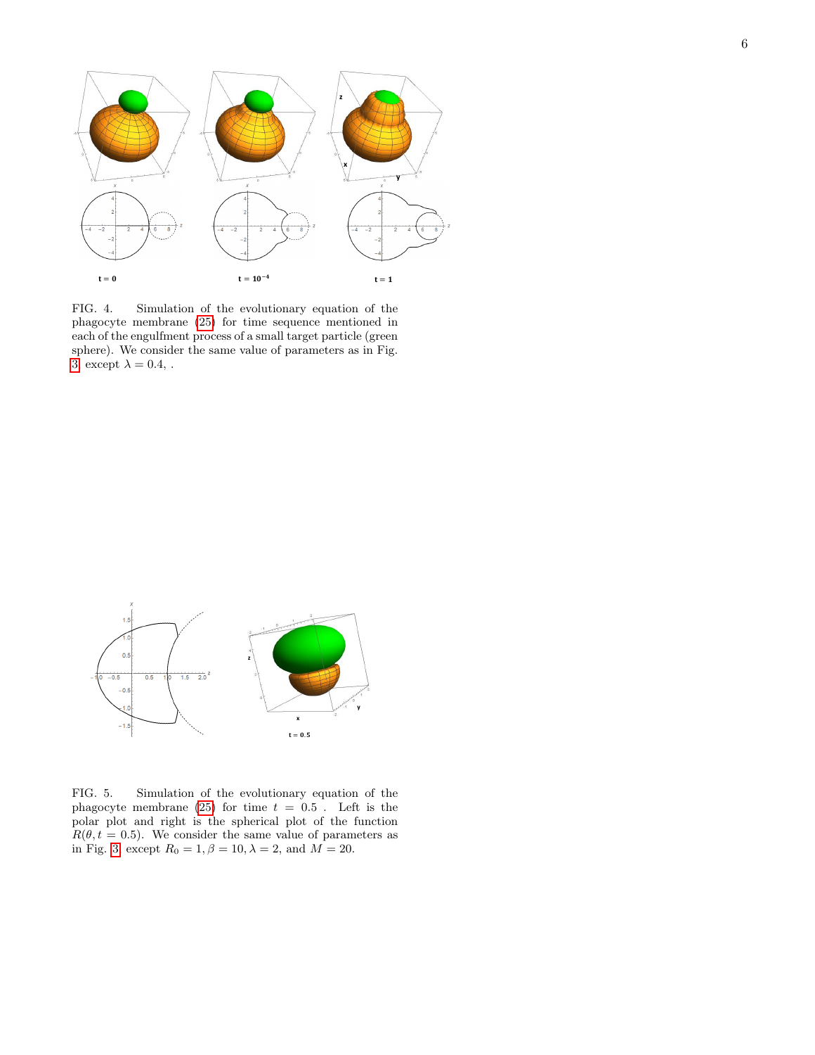FIG. 4. Simulation of the evolutionary equation of the phagocyte membrane (25) for time sequence mentioned in each of the engulfment process of a small target particle (green sphere). We consider the same value of parameters as in Fig. 3 except $\lambda = 0.4$, .

FIG. 5. Simulation of the evolutionary equation of the phagocyte membrane (25) for time $t = 0.5$ . Left is the polar plot and right is the spherical plot of the function $R(\theta, t = 0.5)$. We consider the same value of parameters as in Fig. 3 except $R_0 = 1, \beta = 10, \lambda = 2$, and $M = 20$.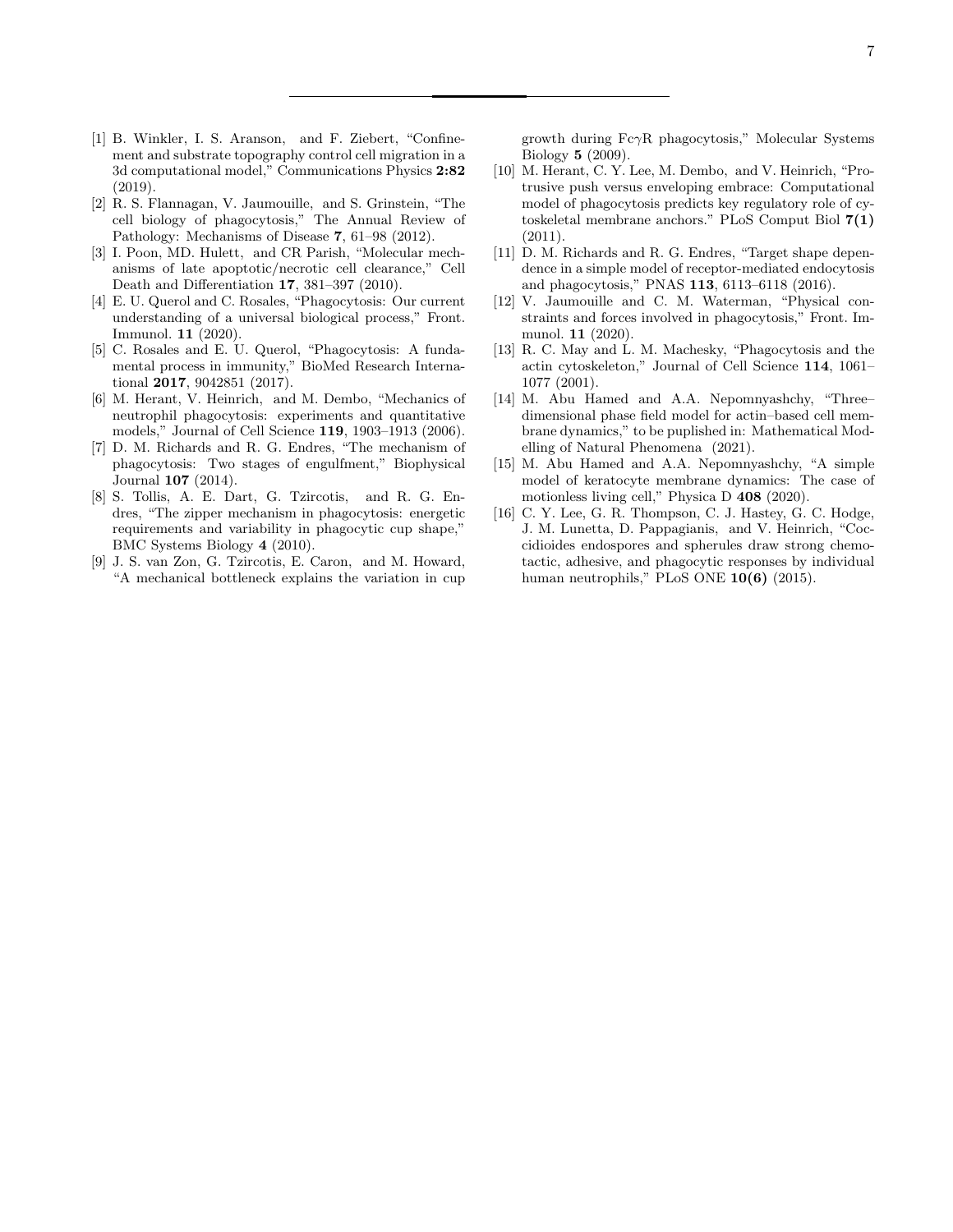[1] B. Winkler, I. S. Aranson, and F. Ziebert, "Confinement and substrate topography control cell migration in a 3d computational model," Communications Physics **2:82** (2019).

[2] R. S. Flannagan, V. Jaumouille, and S. Grinstein, "The cell biology of phagocytosis," The Annual Review of Pathology: Mechanisms of Disease **7**, 61–98 (2012).

[3] I. Poon, MD. Hulett, and CR Parish, "Molecular mechanisms of late apoptotic/necrotic cell clearance," Cell Death and Differentiation **17**, 381–397 (2010).

[4] E. U. Querol and C. Rosales, "Phagocytosis: Our current understanding of a universal biological process," Front. Immunol. **11** (2020).

[5] C. Rosales and E. U. Querol, "Phagocytosis: A fundamental process in immunity," BioMed Research International **2017**, 9042851 (2017).

[6] M. Herant, V. Heinrich, and M. Dembo, "Mechanics of neutrophil phagocytosis: experiments and quantitative models," Journal of Cell Science **119**, 1903–1913 (2006).

[7] D. M. Richards and R. G. Endres, "The mechanism of phagocytosis: Two stages of engulfment," Biophysical Journal **107** (2014).

[8] S. Tollis, A. E. Dart, G. Tzircotis, and R. G. Endres, "The zipper mechanism in phagocytosis: energetic requirements and variability in phagocytic cup shape," BMC Systems Biology **4** (2010).

[9] J. S. van Zon, G. Tzircotis, E. Caron, and M. Howard, "A mechanical bottleneck explains the variation in cup growth during Fc$\gamma$R phagocytosis," Molecular Systems Biology **5** (2009).

[10] M. Herant, C. Y. Lee, M. Dembo, and V. Heinrich, "Protrusive push versus enveloping embrace: Computational model of phagocytosis predicts key regulatory role of cytoskeletal membrane anchors." PLoS Comput Biol **7(1)** (2011).

[11] D. M. Richards and R. G. Endres, "Target shape dependence in a simple model of receptor-mediated endocytosis and phagocytosis," PNAS **113**, 6113–6118 (2016).

[12] V. Jaumouille and C. M. Waterman, "Physical constraints and forces involved in phagocytosis," Front. Immunol. **11** (2020).

[13] R. C. May and L. M. Machesky, "Phagocytosis and the actin cytoskeleton," Journal of Cell Science **114**, 1061–1077 (2001).

[14] M. Abu Hamed and A.A. Nepomnyashchy, "Three–dimensional phase field model for actin–based cell membrane dynamics," to be puplished in: Mathematical Modelling of Natural Phenomena (2021).

[15] M. Abu Hamed and A.A. Nepomnyashchy, "A simple model of keratocyte membrane dynamics: The case of motionless living cell," Physica D **408** (2020).

[16] C. Y. Lee, G. R. Thompson, C. J. Hastey, G. C. Hodge, J. M. Lunetta, D. Pappagianis, and V. Heinrich, "Coccidioides endospores and spherules draw strong chemotactic, adhesive, and phagocytic responses by individual human neutrophils," PLoS ONE **10(6)** (2015).